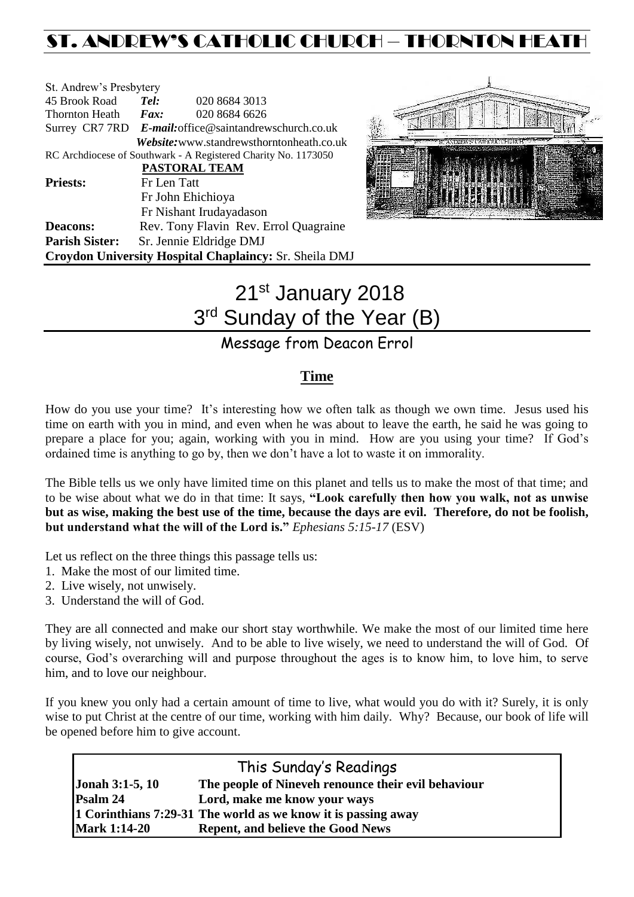# ST. ANDREW'S CATHOLIC CHURCH – THORNTON HEATH

St. Andrew's Presbytery
45 Brook Road **Tel:** 020 8684 3013
Thornton Heath **Fax:** 020 8684 6626
Surrey CR7 7RD ***E-mail:***office@saintandrewschurch.co.uk
***Website:***www.standrewsthorntonheath.co.uk
RC Archdiocese of Southwark - A Registered Charity No. 1173050

**PASTORAL TEAM**

**Priests:** Fr Len Tatt
Fr John Ehichioya
Fr Nishant Irudayadason

**Deacons:** Rev. Tony Flavin Rev. Errol Quagraine

**Parish Sister:** Sr. Jennie Eldridge DMJ

**Croydon University Hospital Chaplaincy:** Sr. Sheila DMJ

# 21st January 2018
# 3rd Sunday of the Year (B)

## Message from Deacon Errol

### Time

How do you use your time? It's interesting how we often talk as though we own time. Jesus used his time on earth with you in mind, and even when he was about to leave the earth, he said he was going to prepare a place for you; again, working with you in mind. How are you using your time? If God's ordained time is anything to go by, then we don't have a lot to waste it on immorality.

The Bible tells us we only have limited time on this planet and tells us to make the most of that time; and to be wise about what we do in that time: It says, **"Look carefully then how you walk, not as unwise but as wise, making the best use of the time, because the days are evil. Therefore, do not be foolish, but understand what the will of the Lord is."** *Ephesians 5:15-17* (ESV)

Let us reflect on the three things this passage tells us:

1. Make the most of our limited time.
2. Live wisely, not unwisely.
3. Understand the will of God.

They are all connected and make our short stay worthwhile. We make the most of our limited time here by living wisely, not unwisely. And to be able to live wisely, we need to understand the will of God. Of course, God's overarching will and purpose throughout the ages is to know him, to love him, to serve him, and to love our neighbour.

If you knew you only had a certain amount of time to live, what would you do with it? Surely, it is only wise to put Christ at the centre of our time, working with him daily. Why? Because, our book of life will be opened before him to give account.

## This Sunday's Readings

| | |
|---|---|
| **Jonah 3:1-5, 10** | **The people of Nineveh renounce their evil behaviour** |
| **Psalm 24** | **Lord, make me know your ways** |
| **1 Corinthians 7:29-31** | **The world as we know it is passing away** |
| **Mark 1:14-20** | **Repent, and believe the Good News** |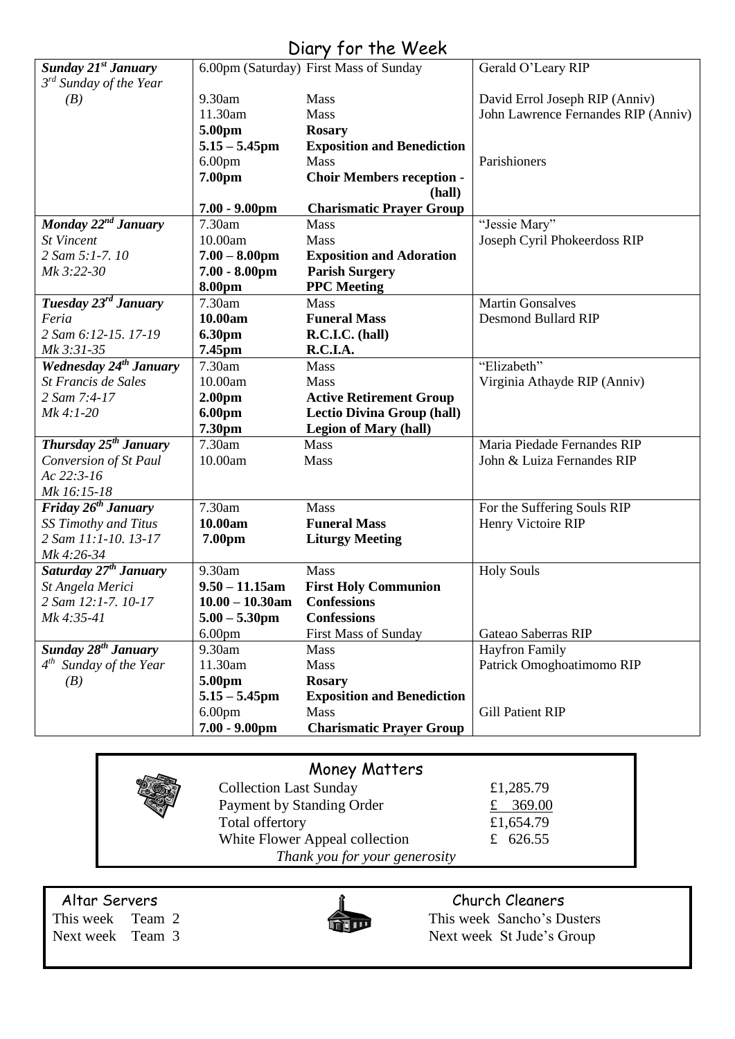# Diary for the Week

| Day | Time | Event | Intention |
|---|---|---|---|
| ***Sunday 21st January*** *3rd Sunday of the Year (B)* | 6.00pm (Saturday) | First Mass of Sunday | Gerald O'Leary RIP |
| | 9.30am | Mass | David Errol Joseph RIP (Anniv) |
| | 11.30am | Mass | John Lawrence Fernandes RIP (Anniv) |
| | **5.00pm** | **Rosary** | |
| | **5.15 – 5.45pm** | **Exposition and Benediction** | |
| | 6.00pm | Mass | Parishioners |
| | **7.00pm** | **Choir Members reception - (hall)** | |
| | **7.00 - 9.00pm** | **Charismatic Prayer Group** | |
| ***Monday 22nd January*** *St Vincent 2 Sam 5:1-7. 10 Mk 3:22-30* | 7.30am | Mass | "Jessie Mary" |
| | 10.00am | Mass | Joseph Cyril Phokeerdoss RIP |
| | **7.00 – 8.00pm** | **Exposition and Adoration** | |
| | **7.00 - 8.00pm** | **Parish Surgery** | |
| | **8.00pm** | **PPC Meeting** | |
| ***Tuesday 23rd January*** *Feria 2 Sam 6:12-15. 17-19 Mk 3:31-35* | 7.30am | Mass | Martin Gonsalves |
| | **10.00am** | **Funeral Mass** | Desmond Bullard RIP |
| | **6.30pm** | **R.C.I.C. (hall)** | |
| | **7.45pm** | **R.C.I.A.** | |
| ***Wednesday 24th January*** *St Francis de Sales 2 Sam 7:4-17 Mk 4:1-20* | 7.30am | Mass | "Elizabeth" |
| | 10.00am | Mass | Virginia Athayde RIP (Anniv) |
| | **2.00pm** | **Active Retirement Group** | |
| | **6.00pm** | **Lectio Divina Group (hall)** | |
| | **7.30pm** | **Legion of Mary (hall)** | |
| ***Thursday 25th January*** *Conversion of St Paul Ac 22:3-16 Mk 16:15-18* | 7.30am | Mass | Maria Piedade Fernandes RIP |
| | 10.00am | Mass | John & Luiza Fernandes RIP |
| ***Friday 26th January*** *SS Timothy and Titus 2 Sam 11:1-10. 13-17 Mk 4:26-34* | 7.30am | Mass | For the Suffering Souls RIP |
| | **10.00am** | **Funeral Mass** | Henry Victoire RIP |
| | **7.00pm** | **Liturgy Meeting** | |
| ***Saturday 27th January*** *St Angela Merici 2 Sam 12:1-7. 10-17 Mk 4:35-41* | 9.30am | Mass | Holy Souls |
| | **9.50 – 11.15am** | **First Holy Communion** | |
| | **10.00 – 10.30am** | **Confessions** | |
| | **5.00 – 5.30pm** | **Confessions** | |
| | 6.00pm | First Mass of Sunday | Gateao Saberras RIP |
| ***Sunday 28th January*** *4th Sunday of the Year (B)* | 9.30am | Mass | Hayfron Family |
| | 11.30am | Mass | Patrick Omoghoatimomo RIP |
| | **5.00pm** | **Rosary** | |
| | **5.15 – 5.45pm** | **Exposition and Benediction** | |
| | 6.00pm | Mass | Gill Patient RIP |
| | **7.00 - 9.00pm** | **Charismatic Prayer Group** | |

## Money Matters

| | |
|---|---|
| Collection Last Sunday | £1,285.79 |
| Payment by Standing Order | £ 369.00 |
| Total offertory | £1,654.79 |
| White Flower Appeal collection | £ 626.55 |

*Thank you for your generosity*

## Altar Servers

This week Team 2
Next week Team 3

## Church Cleaners

This week Sancho's Dusters
Next week St Jude's Group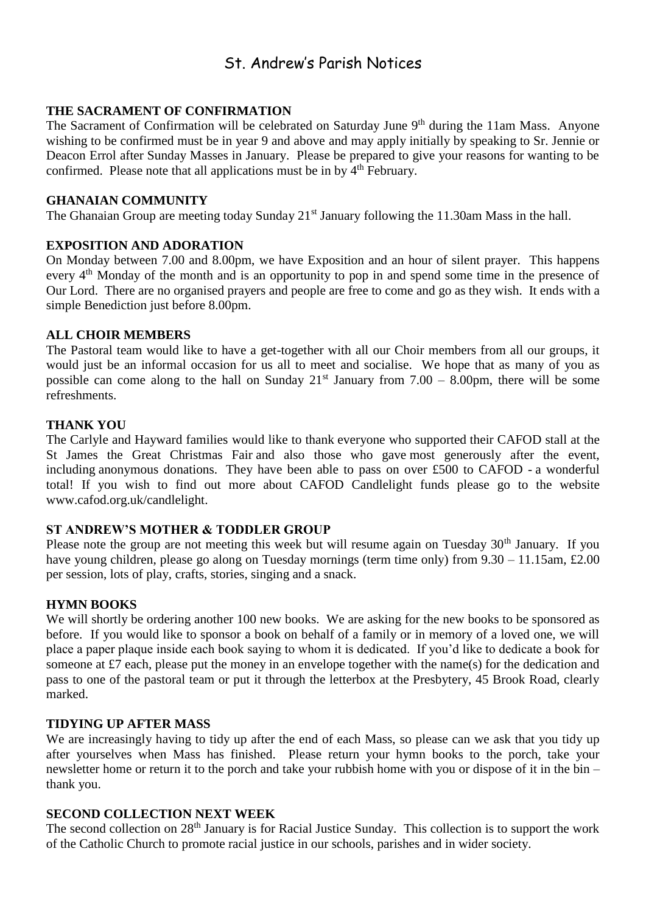# St. Andrew's Parish Notices

## THE SACRAMENT OF CONFIRMATION

The Sacrament of Confirmation will be celebrated on Saturday June 9th during the 11am Mass. Anyone wishing to be confirmed must be in year 9 and above and may apply initially by speaking to Sr. Jennie or Deacon Errol after Sunday Masses in January. Please be prepared to give your reasons for wanting to be confirmed. Please note that all applications must be in by 4th February.

## GHANAIAN COMMUNITY

The Ghanaian Group are meeting today Sunday 21st January following the 11.30am Mass in the hall.

## EXPOSITION AND ADORATION

On Monday between 7.00 and 8.00pm, we have Exposition and an hour of silent prayer. This happens every 4th Monday of the month and is an opportunity to pop in and spend some time in the presence of Our Lord. There are no organised prayers and people are free to come and go as they wish. It ends with a simple Benediction just before 8.00pm.

## ALL CHOIR MEMBERS

The Pastoral team would like to have a get-together with all our Choir members from all our groups, it would just be an informal occasion for us all to meet and socialise. We hope that as many of you as possible can come along to the hall on Sunday 21st January from 7.00 – 8.00pm, there will be some refreshments.

## THANK YOU

The Carlyle and Hayward families would like to thank everyone who supported their CAFOD stall at the St James the Great Christmas Fair and also those who gave most generously after the event, including anonymous donations. They have been able to pass on over £500 to CAFOD - a wonderful total! If you wish to find out more about CAFOD Candlelight funds please go to the website www.cafod.org.uk/candlelight.

## ST ANDREW'S MOTHER & TODDLER GROUP

Please note the group are not meeting this week but will resume again on Tuesday 30th January. If you have young children, please go along on Tuesday mornings (term time only) from 9.30 – 11.15am, £2.00 per session, lots of play, crafts, stories, singing and a snack.

## HYMN BOOKS

We will shortly be ordering another 100 new books. We are asking for the new books to be sponsored as before. If you would like to sponsor a book on behalf of a family or in memory of a loved one, we will place a paper plaque inside each book saying to whom it is dedicated. If you'd like to dedicate a book for someone at £7 each, please put the money in an envelope together with the name(s) for the dedication and pass to one of the pastoral team or put it through the letterbox at the Presbytery, 45 Brook Road, clearly marked.

## TIDYING UP AFTER MASS

We are increasingly having to tidy up after the end of each Mass, so please can we ask that you tidy up after yourselves when Mass has finished. Please return your hymn books to the porch, take your newsletter home or return it to the porch and take your rubbish home with you or dispose of it in the bin – thank you.

## SECOND COLLECTION NEXT WEEK

The second collection on 28th January is for Racial Justice Sunday. This collection is to support the work of the Catholic Church to promote racial justice in our schools, parishes and in wider society.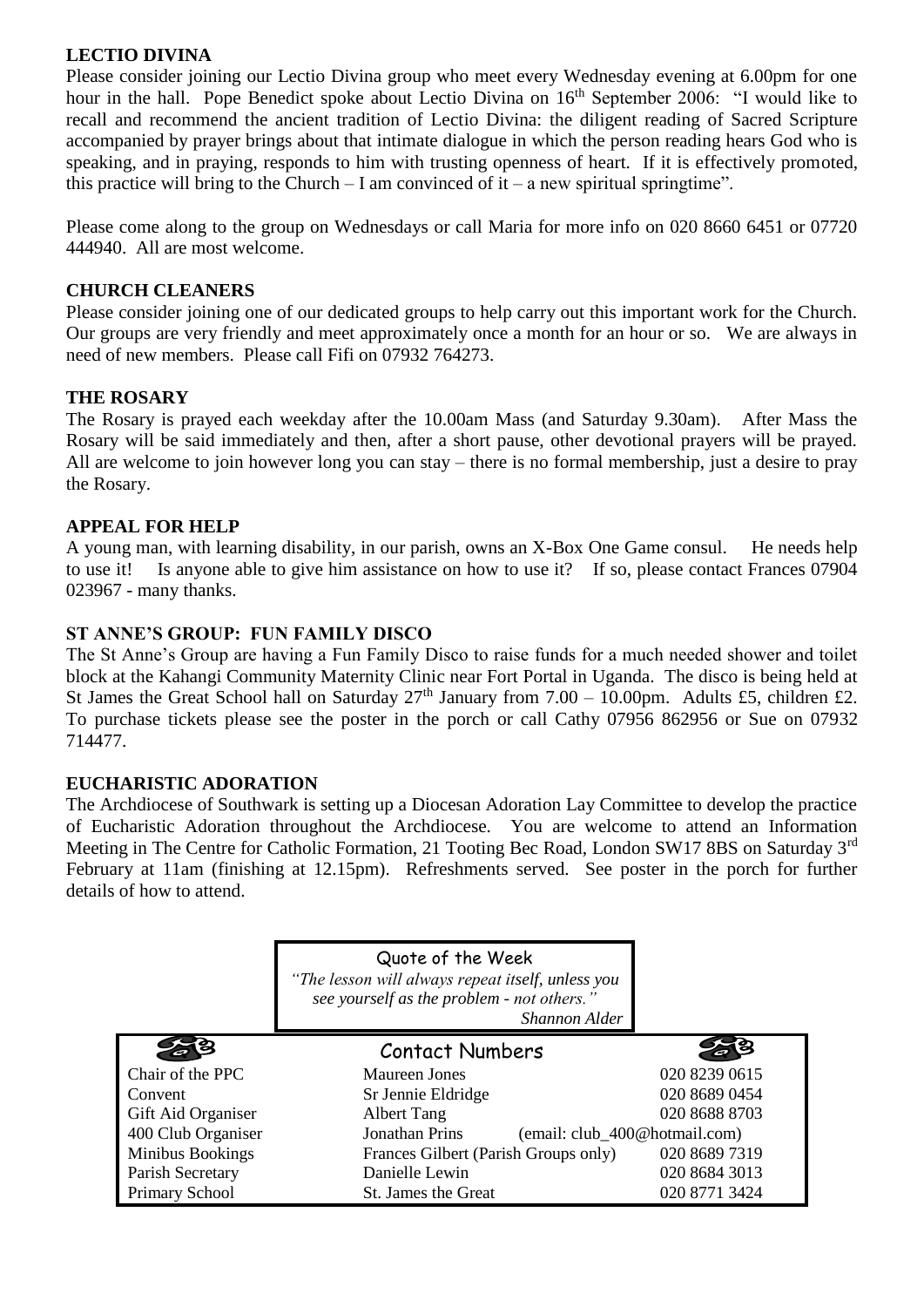## LECTIO DIVINA

Please consider joining our Lectio Divina group who meet every Wednesday evening at 6.00pm for one hour in the hall. Pope Benedict spoke about Lectio Divina on 16th September 2006: "I would like to recall and recommend the ancient tradition of Lectio Divina: the diligent reading of Sacred Scripture accompanied by prayer brings about that intimate dialogue in which the person reading hears God who is speaking, and in praying, responds to him with trusting openness of heart. If it is effectively promoted, this practice will bring to the Church – I am convinced of it – a new spiritual springtime".

Please come along to the group on Wednesdays or call Maria for more info on 020 8660 6451 or 07720 444940. All are most welcome.

## CHURCH CLEANERS

Please consider joining one of our dedicated groups to help carry out this important work for the Church. Our groups are very friendly and meet approximately once a month for an hour or so. We are always in need of new members. Please call Fifi on 07932 764273.

## THE ROSARY

The Rosary is prayed each weekday after the 10.00am Mass (and Saturday 9.30am). After Mass the Rosary will be said immediately and then, after a short pause, other devotional prayers will be prayed. All are welcome to join however long you can stay – there is no formal membership, just a desire to pray the Rosary.

## APPEAL FOR HELP

A young man, with learning disability, in our parish, owns an X-Box One Game consul. He needs help to use it! Is anyone able to give him assistance on how to use it? If so, please contact Frances 07904 023967 - many thanks.

## ST ANNE'S GROUP: FUN FAMILY DISCO

The St Anne's Group are having a Fun Family Disco to raise funds for a much needed shower and toilet block at the Kahangi Community Maternity Clinic near Fort Portal in Uganda. The disco is being held at St James the Great School hall on Saturday 27th January from 7.00 – 10.00pm. Adults £5, children £2. To purchase tickets please see the poster in the porch or call Cathy 07956 862956 or Sue on 07932 714477.

## EUCHARISTIC ADORATION

The Archdiocese of Southwark is setting up a Diocesan Adoration Lay Committee to develop the practice of Eucharistic Adoration throughout the Archdiocese. You are welcome to attend an Information Meeting in The Centre for Catholic Formation, 21 Tooting Bec Road, London SW17 8BS on Saturday 3rd February at 11am (finishing at 12.15pm). Refreshments served. See poster in the porch for further details of how to attend.

### Quote of the Week

*"The lesson will always repeat itself, unless you see yourself as the problem - not others."*

*Shannon Alder*

### Contact Numbers

| | | |
|---|---|---|
| Chair of the PPC | Maureen Jones | 020 8239 0615 |
| Convent | Sr Jennie Eldridge | 020 8689 0454 |
| Gift Aid Organiser | Albert Tang | 020 8688 8703 |
| 400 Club Organiser | Jonathan Prins | (email: club_400@hotmail.com) |
| Minibus Bookings | Frances Gilbert (Parish Groups only) | 020 8689 7319 |
| Parish Secretary | Danielle Lewin | 020 8684 3013 |
| Primary School | St. James the Great | 020 8771 3424 |